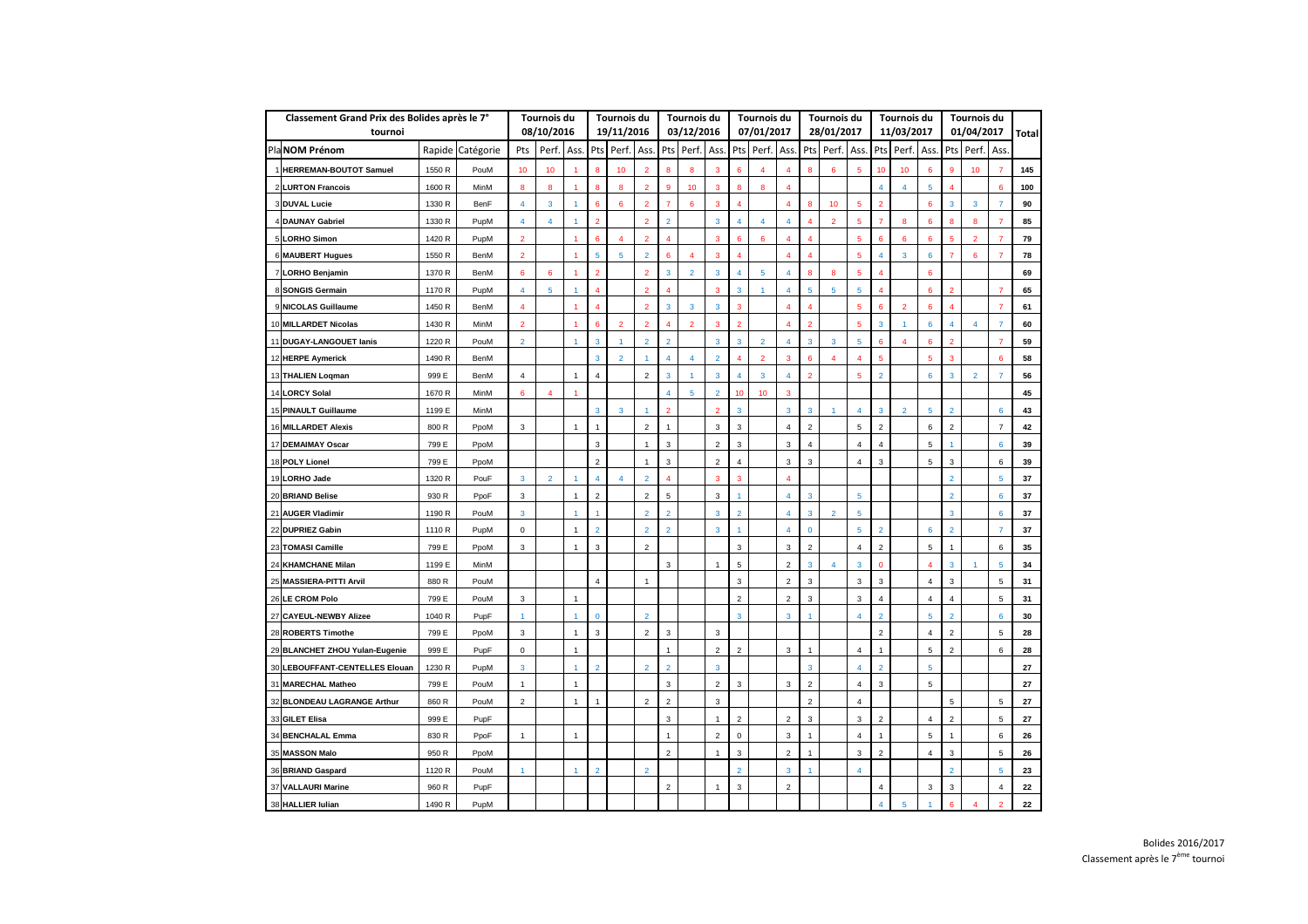| Classement Grand Prix des Bolides après le 7° tournoi | | | | Tournois du 08/10/2016 | | | Tournois du 19/11/2016 | | | Tournois du 03/12/2016 | | | Tournois du 07/01/2017 | | | Tournois du 28/01/2017 | | | Tournois du 11/03/2017 | | | Tournois du 01/04/2017 | | | Total |
|---|---|---|---|---|---|---|---|---|---|---|---|---|---|---|---|---|---|---|---|---|---|---|---|---|---|
| Pla | NOM Prénom | Rapide | Catégorie | Pts | Perf. | Ass. | Pts | Perf. | Ass. | Pts | Perf. | Ass. | Pts | Perf. | Ass. | Pts | Perf. | Ass. | Pts | Perf. | Ass. | Pts | Perf. | Ass. | |
| 1 | HERREMAN-BOUTOT Samuel | 1550 R | PouM | 10 | 10 | 1 | 8 | 10 | 2 | 8 | 8 | 3 | 6 | 4 | 4 | 8 | 6 | 5 | 10 | 10 | 6 | 9 | 10 | 7 | 145 |
| 2 | LURTON Francois | 1600 R | MinM | 8 | 8 | 1 | 8 | 8 | 2 | 9 | 10 | 3 | 8 | 8 | 4 | | | | 4 | 4 | 5 | 4 | | 6 | 100 |
| 3 | DUVAL Lucie | 1330 R | BenF | 4 | 3 | 1 | 6 | 6 | 2 | 7 | 6 | 3 | 4 | | 4 | 8 | 10 | 5 | 2 | | 6 | 3 | 3 | 7 | 90 |
| 4 | DAUNAY Gabriel | 1330 R | PupM | 4 | 4 | 1 | 2 | | 2 | 2 | | 3 | 4 | 4 | 4 | 4 | 2 | 5 | 7 | 8 | 6 | 8 | 8 | 7 | 85 |
| 5 | LORHO Simon | 1420 R | PupM | 2 | | 1 | 6 | 4 | 2 | 4 | | 3 | 6 | 6 | 4 | 4 | | 5 | 6 | 6 | 6 | 5 | 2 | 7 | 79 |
| 6 | MAUBERT Hugues | 1550 R | BenM | 2 | | 1 | 5 | 5 | 2 | 6 | 4 | 3 | 4 | | 4 | 4 | | 5 | 4 | 3 | 6 | 7 | 6 | 7 | 78 |
| 7 | LORHO Benjamin | 1370 R | BenM | 6 | 6 | 1 | 2 | | 2 | 3 | 2 | 3 | 4 | 5 | 4 | 8 | 8 | 5 | 4 | | 6 | | | | 69 |
| 8 | SONGIS Germain | 1170 R | PupM | 4 | 5 | 1 | 4 | | 2 | 4 | | 3 | 3 | 1 | 4 | 5 | 5 | 5 | 4 | | 6 | 2 | | 7 | 65 |
| 9 | NICOLAS Guillaume | 1450 R | BenM | 4 | | 1 | 4 | | 2 | 3 | 3 | 3 | 3 | | 4 | 4 | | 5 | 6 | 2 | 6 | 4 | | 7 | 61 |
| 10 | MILLARDET Nicolas | 1430 R | MinM | 2 | | 1 | 6 | 2 | 2 | 4 | 2 | 3 | 2 | | 4 | 2 | | 5 | 3 | 1 | 6 | 4 | 4 | 7 | 60 |
| 11 | DUGAY-LANGOUET Ianis | 1220 R | PouM | 2 | | 1 | 3 | 1 | 2 | 2 | | 3 | 3 | 2 | 4 | 3 | 3 | 5 | 6 | 4 | 6 | 2 | | 7 | 59 |
| 12 | HERPE Aymerick | 1490 R | BenM | | | | 3 | 2 | 1 | 4 | 4 | 2 | 4 | 2 | 3 | 6 | 4 | 4 | 5 | | 5 | 3 | | 6 | 58 |
| 13 | THALIEN Loqman | 999 E | BenM | 4 | | 1 | 4 | | 2 | 3 | 1 | 3 | 4 | 3 | 4 | 2 | | 5 | 2 | | 6 | 3 | 2 | 7 | 56 |
| 14 | LORCY Solal | 1670 R | MinM | 6 | 4 | 1 | | | | 4 | 5 | 2 | 10 | 10 | 3 | | | | | | | | | | 45 |
| 15 | PINAULT Guillaume | 1199 E | MinM | | | | 3 | 3 | 1 | 2 | | 2 | 3 | | 3 | 3 | 1 | 4 | 3 | 2 | 5 | 2 | | 6 | 43 |
| 16 | MILLARDET Alexis | 800 R | PpoM | 3 | | 1 | 1 | | 2 | 1 | | 3 | 3 | | 4 | 2 | | 5 | 2 | | 6 | 2 | | 7 | 42 |
| 17 | DEMAIMAY Oscar | 799 E | PpoM | | | | 3 | | 1 | 3 | | 2 | 3 | | 3 | 4 | | 4 | 4 | | 5 | 1 | | 6 | 39 |
| 18 | POLY Lionel | 799 E | PpoM | | | | 2 | | 1 | 3 | | 2 | 4 | | 3 | 3 | | 4 | 3 | | 5 | 3 | | 6 | 39 |
| 19 | LORHO Jade | 1320 R | PouF | 3 | 2 | 1 | 4 | 4 | 2 | 4 | | 3 | 3 | | 4 | | | | | | | 2 | | 5 | 37 |
| 20 | BRIAND Belise | 930 R | PpoF | 3 | | 1 | 2 | | 2 | 5 | | 3 | 1 | | 4 | 3 | | 5 | | | | 2 | | 6 | 37 |
| 21 | AUGER Vladimir | 1190 R | PouM | 3 | | 1 | 1 | | 2 | 2 | | 3 | 2 | | 4 | 3 | 2 | 5 | | | | 3 | | 6 | 37 |
| 22 | DUPRIEZ Gabin | 1110 R | PupM | 0 | | 1 | 2 | | 2 | 2 | | 3 | 1 | | 4 | 0 | | 5 | 2 | | 6 | 2 | | 7 | 37 |
| 23 | TOMASI Camille | 799 E | PpoM | 3 | | 1 | 3 | | 2 | | | | 3 | | 3 | 2 | | 4 | 2 | | 5 | 1 | | 6 | 35 |
| 24 | KHAMCHANE Milan | 1199 E | MinM | | | | | | | 3 | | 1 | 5 | | 2 | 3 | 4 | 3 | 0 | | 4 | 3 | 1 | 5 | 34 |
| 25 | MASSIERA-PITTI Arvil | 880 R | PouM | | | | 4 | | 1 | | | | 3 | | 2 | 3 | | 3 | 3 | | 4 | 3 | | 5 | 31 |
| 26 | LE CROM Polo | 799 E | PouM | 3 | | 1 | | | | | | | 2 | | 2 | 3 | | 3 | 4 | | 4 | 4 | | 5 | 31 |
| 27 | CAYEUL-NEWBY Alizee | 1040 R | PupF | 1 | | 1 | 0 | | 2 | | | | 3 | | 3 | 1 | | 4 | 2 | | 5 | 2 | | 6 | 30 |
| 28 | ROBERTS Timothe | 799 E | PpoM | 3 | | 1 | 3 | | 2 | 3 | | 3 | | | | | | | 2 | | 4 | 2 | | 5 | 28 |
| 29 | BLANCHET ZHOU Yulan-Eugenie | 999 E | PupF | 0 | | 1 | | | | 1 | | 2 | 2 | | 3 | 1 | | 4 | 1 | | 5 | 2 | | 6 | 28 |
| 30 | LEBOUFFANT-CENTELLES Elouan | 1230 R | PupM | 3 | | 1 | 2 | | 2 | 2 | | 3 | | | | 3 | | 4 | 2 | | 5 | | | | 27 |
| 31 | MARECHAL Matheo | 799 E | PpoM | 1 | | 1 | | | | 3 | | 2 | 3 | | 3 | 2 | | 4 | 3 | | 5 | | | | 27 |
| 32 | BLONDEAU LAGRANGE Arthur | 860 R | PouM | 2 | | 1 | 1 | | 2 | 2 | | 3 | | | | 2 | | 4 | | | | 5 | | 5 | 27 |
| 33 | GILET Elisa | 999 E | PupF | | | | | | | 3 | | 1 | 2 | | 2 | 3 | | 3 | 2 | | 4 | 2 | | 5 | 27 |
| 34 | BENCHALAL Emma | 830 R | PpoF | 1 | | 1 | | | | 1 | | 2 | 0 | | 3 | 1 | | 4 | 1 | | 5 | 1 | | 6 | 26 |
| 35 | MASSON Malo | 950 R | PpoM | | | | | | | 2 | | 1 | 3 | | 2 | 1 | | 3 | 2 | | 4 | 3 | | 5 | 26 |
| 36 | BRIAND Gaspard | 1120 R | PouM | 1 | | 1 | 2 | | 2 | | | | 2 | | 3 | 1 | | 4 | | | | 2 | | 5 | 23 |
| 37 | VALLAURI Marine | 960 R | PupF | | | | | | | 2 | | 1 | 3 | | 2 | | | | 4 | | 3 | 3 | | 4 | 22 |
| 38 | HALLIER Iulian | 1490 R | PupM | | | | | | | | | | | | | | | | 4 | 5 | 1 | 6 | 4 | 2 | 22 |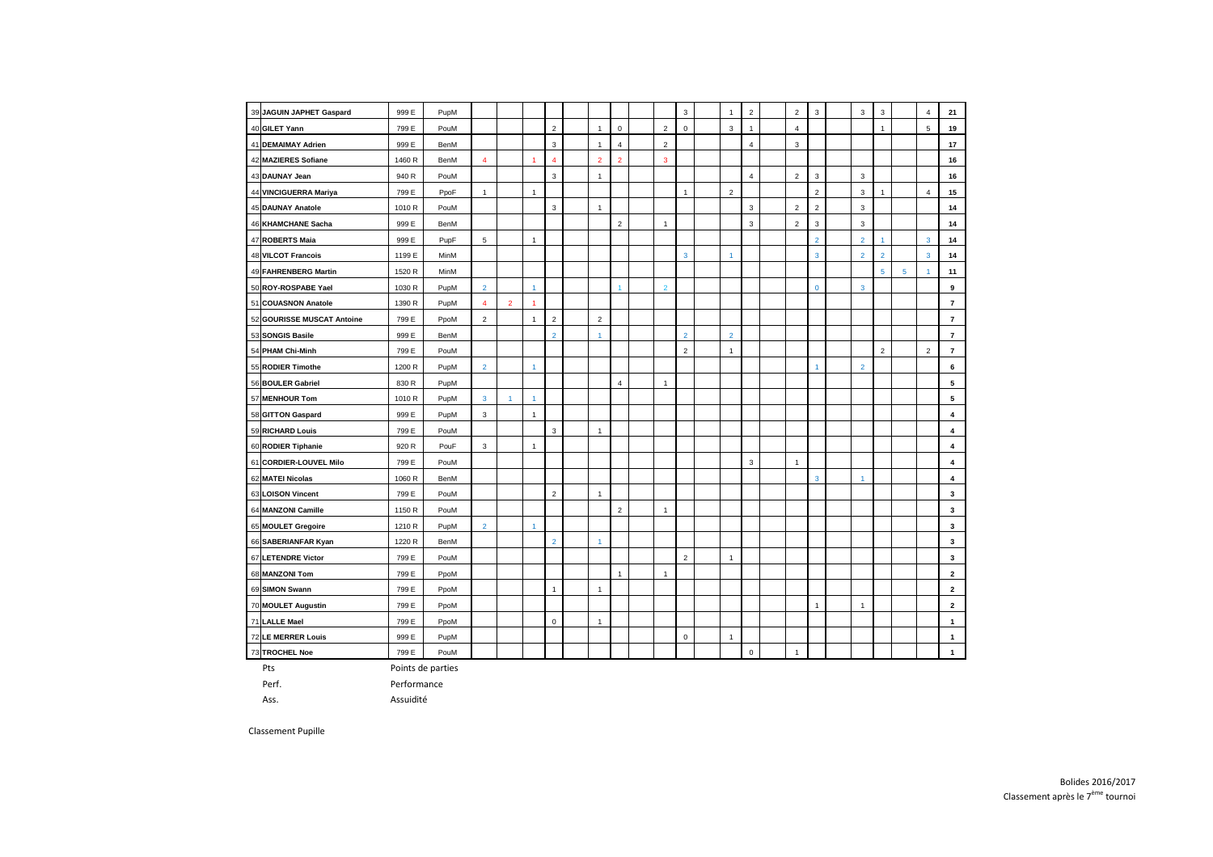| | | | | | | | | | | | | | | | | | | | | | | | | | |
|---|---|---|---|---|---|---|---|---|---|---|---|---|---|---|---|---|---|---|---|---|---|---|---|---|---|
| 39 | **JAGUIN JAPHET Gaspard** | 999 E | PupM | | | | | | | | | 3 | | 1 | 2 | | 2 | 3 | | 3 | 3 | | 4 | **21** |
| 40 | **GILET Yann** | 799 E | PouM | | | | 2 | | 1 | 0 | | 2 | 0 | | 3 | 1 | | 4 | | | | 1 | | 5 | **19** |
| 41 | **DEMAIMAY Adrien** | 999 E | BenM | | | | 3 | | 1 | 4 | | 2 | | | | 4 | | 3 | | | | | | | **17** |
| 42 | **MAZIERES Sofiane** | 1460 R | BenM | 4 | | 1 | 4 | | 2 | 2 | | 3 | | | | | | | | | | | | | **16** |
| 43 | **DAUNAY Jean** | 940 R | PouM | | | | 3 | | 1 | | | | | | | 4 | | 2 | 3 | | 3 | | | | **16** |
| 44 | **VINCIGUERRA Mariya** | 799 E | PpoF | 1 | | 1 | | | | | | | 1 | | 2 | | | | 2 | | 3 | 1 | | 4 | **15** |
| 45 | **DAUNAY Anatole** | 1010 R | PouM | | | | 3 | | 1 | | | | | | | 3 | | 2 | 2 | | 3 | | | | **14** |
| 46 | **KHAMCHANE Sacha** | 999 E | BenM | | | | | | | 2 | | 1 | | | | 3 | | 2 | 3 | | 3 | | | | **14** |
| 47 | **ROBERTS Maia** | 999 E | PupF | 5 | | 1 | | | | | | | | | | | | | 2 | | 2 | 1 | | 3 | **14** |
| 48 | **VILCOT Francois** | 1199 E | MinM | | | | | | | | | | 3 | | 1 | | | | 3 | | 2 | 2 | | 3 | **14** |
| 49 | **FAHRENBERG Martin** | 1520 R | MinM | | | | | | | | | | | | | | | | | | | 5 | 5 | 1 | **11** |
| 50 | **ROY-ROSPABE Yael** | 1030 R | PupM | 2 | | 1 | | | | 1 | | 2 | | | | | | | 0 | | 3 | | | | **9** |
| 51 | **COUASNON Anatole** | 1390 R | PupM | 4 | 2 | 1 | | | | | | | | | | | | | | | | | | | **7** |
| 52 | **GOURISSE MUSCAT Antoine** | 799 E | PpoM | 2 | | 1 | 2 | | 2 | | | | | | | | | | | | | | | | **7** |
| 53 | **SONGIS Basile** | 999 E | BenM | | | | 2 | | 1 | | | | 2 | | 2 | | | | | | | | | | **7** |
| 54 | **PHAM Chi-Minh** | 799 E | PouM | | | | | | | | | | 2 | | 1 | | | | | | | 2 | | 2 | **7** |
| 55 | **RODIER Timothe** | 1200 R | PupM | 2 | | 1 | | | | | | | | | | | | | 1 | | 2 | | | | **6** |
| 56 | **BOULER Gabriel** | 830 R | PupM | | | | | | | 4 | | 1 | | | | | | | | | | | | | **5** |
| 57 | **MENHOUR Tom** | 1010 R | PupM | 3 | 1 | 1 | | | | | | | | | | | | | | | | | | | **5** |
| 58 | **GITTON Gaspard** | 999 E | PupM | 3 | | 1 | | | | | | | | | | | | | | | | | | | **4** |
| 59 | **RICHARD Louis** | 799 E | PouM | | | | 3 | | 1 | | | | | | | | | | | | | | | | **4** |
| 60 | **RODIER Tiphanie** | 920 R | PouF | 3 | | 1 | | | | | | | | | | | | | | | | | | | **4** |
| 61 | **CORDIER-LOUVEL Milo** | 799 E | PouM | | | | | | | | | | | | | 3 | | 1 | | | | | | | **4** |
| 62 | **MATEI Nicolas** | 1060 R | BenM | | | | | | | | | | | | | | | | 3 | | 1 | | | | **4** |
| 63 | **LOISON Vincent** | 799 E | PouM | | | | 2 | | 1 | | | | | | | | | | | | | | | | **3** |
| 64 | **MANZONI Camille** | 1150 R | PouM | | | | | | | 2 | | 1 | | | | | | | | | | | | | **3** |
| 65 | **MOULET Gregoire** | 1210 R | PupM | 2 | | 1 | | | | | | | | | | | | | | | | | | | **3** |
| 66 | **SABERIANFAR Kyan** | 1220 R | BenM | | | | 2 | | 1 | | | | | | | | | | | | | | | | **3** |
| 67 | **LETENDRE Victor** | 799 E | PouM | | | | | | | | | | 2 | | 1 | | | | | | | | | | **3** |
| 68 | **MANZONI Tom** | 799 E | PpoM | | | | | | | 1 | | 1 | | | | | | | | | | | | | **2** |
| 69 | **SIMON Swann** | 799 E | PpoM | | | | 1 | | 1 | | | | | | | | | | | | | | | | **2** |
| 70 | **MOULET Augustin** | 799 E | PpoM | | | | | | | | | | | | | | | | 1 | | 1 | | | | **2** |
| 71 | **LALLE Mael** | 799 E | PpoM | | | | 0 | | 1 | | | | | | | | | | | | | | | | **1** |
| 72 | **LE MERRER Louis** | 999 E | PupM | | | | | | | | | | 0 | | 1 | | | | | | | | | | **1** |
| 73 | **TROCHEL Noe** | 799 E | PouM | | | | | | | | | | | | | 0 | | 1 | | | | | | | **1** |

Pts Points de parties

Perf. Performance

Ass. Assuidité

Classement Pupille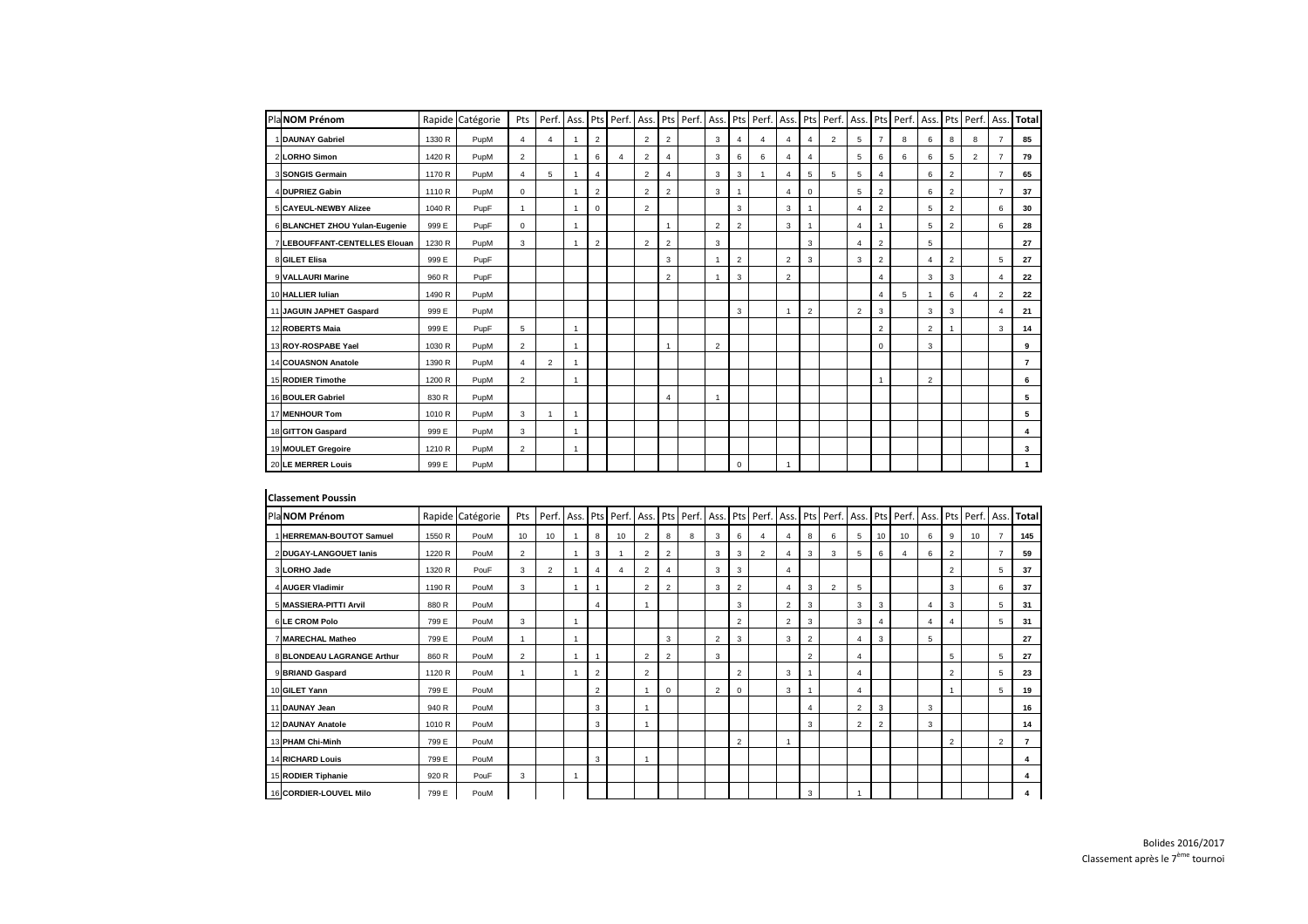| Pla | NOM Prénom | Rapide | Catégorie | Pts | Perf. | Ass. | Pts | Perf. | Ass. | Pts | Perf. | Ass. | Pts | Perf. | Ass. | Pts | Perf. | Ass. | Pts | Perf. | Ass. | Pts | Perf. | Ass. | Total |
|---|---|---|---|---|---|---|---|---|---|---|---|---|---|---|---|---|---|---|---|---|---|---|---|---|---|
| 1 | DAUNAY Gabriel | 1330 R | PupM | 4 | 4 | 1 | 2 | | 2 | 2 | | 3 | 4 | 4 | 4 | 4 | 2 | 5 | 7 | 8 | 6 | 8 | 8 | 7 | 85 |
| 2 | LORHO Simon | 1420 R | PupM | 2 | | 1 | 6 | 4 | 2 | 4 | | 3 | 6 | 6 | 4 | 4 | | 5 | 6 | 6 | 6 | 5 | 2 | 7 | 79 |
| 3 | SONGIS Germain | 1170 R | PupM | 4 | 5 | 1 | 4 | | 2 | 4 | | 3 | 3 | 1 | 4 | 5 | 5 | 5 | 4 | | 6 | 2 | | 7 | 65 |
| 4 | DUPRIEZ Gabin | 1110 R | PupM | 0 | | 1 | 2 | | 2 | 2 | | 3 | 1 | | 4 | 0 | | 5 | 2 | | 6 | 2 | | 7 | 37 |
| 5 | CAYEUL-NEWBY Alizee | 1040 R | PupF | 1 | | 1 | 0 | | 2 | | | | 3 | | 3 | 1 | | 4 | 2 | | 5 | 2 | | 6 | 30 |
| 6 | BLANCHET ZHOU Yulan-Eugenie | 999 E | PupF | 0 | | 1 | | | | 1 | | 2 | 2 | | 3 | 1 | | 4 | 1 | | 5 | 2 | | 6 | 28 |
| 7 | LEBOUFFANT-CENTELLES Elouan | 1230 R | PupM | 3 | | 1 | 2 | | 2 | 2 | | 3 | | | | 3 | | 4 | 2 | | 5 | | | | 27 |
| 8 | GILET Elisa | 999 E | PupF | | | | | | | 3 | | 1 | 2 | | 2 | 3 | | 3 | 2 | | 4 | 2 | | 5 | 27 |
| 9 | VALLAURI Marine | 960 R | PupF | | | | | | | 2 | | 1 | 3 | | 2 | | | | 4 | | 3 | 3 | | 4 | 22 |
| 10 | HALLIER Iulian | 1490 R | PupM | | | | | | | | | | | | | | | | 4 | 5 | 1 | 6 | 4 | 2 | 22 |
| 11 | JAGUIN JAPHET Gaspard | 999 E | PupM | | | | | | | | | | 3 | | 1 | 2 | | 2 | 3 | | 3 | 3 | | 4 | 21 |
| 12 | ROBERTS Maia | 999 E | PupF | 5 | | 1 | | | | | | | | | | | | | 2 | | 2 | 1 | | 3 | 14 |
| 13 | ROY-ROSPABE Yael | 1030 R | PupM | 2 | | 1 | | | | 1 | | 2 | | | | | | | 0 | | 3 | | | | 9 |
| 14 | COUASNON Anatole | 1390 R | PupM | 4 | 2 | 1 | | | | | | | | | | | | | | | | | | | 7 |
| 15 | RODIER Timothe | 1200 R | PupM | 2 | | 1 | | | | | | | | | | | | | 1 | | 2 | | | | 6 |
| 16 | BOULER Gabriel | 830 R | PupM | | | | | | | 4 | | 1 | | | | | | | | | | | | | 5 |
| 17 | MENHOUR Tom | 1010 R | PupM | 3 | 1 | 1 | | | | | | | | | | | | | | | | | | | 5 |
| 18 | GITTON Gaspard | 999 E | PupM | 3 | | 1 | | | | | | | | | | | | | | | | | | | 4 |
| 19 | MOULET Gregoire | 1210 R | PupM | 2 | | 1 | | | | | | | | | | | | | | | | | | | 3 |
| 20 | LE MERRER Louis | 999 E | PupM | | | | | | | | | | 0 | | 1 | | | | | | | | | | 1 |

**Classement Poussin**

| Pla | NOM Prénom | Rapide | Catégorie | Pts | Perf. | Ass. | Pts | Perf. | Ass. | Pts | Perf. | Ass. | Pts | Perf. | Ass. | Pts | Perf. | Ass. | Pts | Perf. | Ass. | Pts | Perf. | Ass. | Total |
|---|---|---|---|---|---|---|---|---|---|---|---|---|---|---|---|---|---|---|---|---|---|---|---|---|---|
| 1 | HERREMAN-BOUTOT Samuel | 1550 R | PouM | 10 | 10 | 1 | 8 | 10 | 2 | 8 | 8 | 3 | 6 | 4 | 4 | 8 | 6 | 5 | 10 | 10 | 6 | 9 | 10 | 7 | 145 |
| 2 | DUGAY-LANGOUET Ianis | 1220 R | PouM | 2 | | 1 | 3 | 1 | 2 | 2 | | 3 | 3 | 2 | 4 | 3 | 3 | 5 | 6 | 4 | 6 | 2 | | 7 | 59 |
| 3 | LORHO Jade | 1320 R | PouF | 3 | 2 | 1 | 4 | 4 | 2 | 4 | | 3 | 3 | | 4 | | | | | | | 2 | | 5 | 37 |
| 4 | AUGER Vladimir | 1190 R | PouM | 3 | | 1 | 1 | | 2 | 2 | | 3 | 2 | | 4 | 3 | 2 | 5 | | | | 3 | | 6 | 37 |
| 5 | MASSIERA-PITTI Arvil | 880 R | PouM | | | | 4 | | 1 | | | | 3 | | 2 | 3 | | 3 | 3 | | 4 | 3 | | 5 | 31 |
| 6 | LE CROM Polo | 799 E | PouM | 3 | | 1 | | | | | | | 2 | | 2 | 3 | | 3 | 4 | | 4 | 4 | | 5 | 31 |
| 7 | MARECHAL Matheo | 799 E | PouM | 1 | | 1 | | | | 3 | | 2 | 3 | | 3 | 2 | | 4 | 3 | | 5 | | | | 27 |
| 8 | BLONDEAU LAGRANGE Arthur | 860 R | PouM | 2 | | 1 | 1 | | 2 | 2 | | 3 | | | | 2 | | 4 | | | | 5 | | 5 | 27 |
| 9 | BRIAND Gaspard | 1120 R | PouM | 1 | | 1 | 2 | | 2 | | | | 2 | | 3 | 1 | | 4 | | | | 2 | | 5 | 23 |
| 10 | GILET Yann | 799 E | PouM | | | | 2 | | 1 | 0 | | 2 | 0 | | 3 | 1 | | 4 | | | | 1 | | 5 | 19 |
| 11 | DAUNAY Jean | 940 R | PouM | | | | 3 | | 1 | | | | | | | 4 | | 2 | 3 | | 3 | | | | 16 |
| 12 | DAUNAY Anatole | 1010 R | PouM | | | | 3 | | 1 | | | | | | | 3 | | 2 | 2 | | 3 | | | | 14 |
| 13 | PHAM Chi-Minh | 799 E | PouM | | | | | | | | | | 2 | | 1 | | | | | | | 2 | | 2 | 7 |
| 14 | RICHARD Louis | 799 E | PouM | | | | 3 | | 1 | | | | | | | | | | | | | | | | 4 |
| 15 | RODIER Tiphanie | 920 R | PouF | 3 | | 1 | | | | | | | | | | | | | | | | | | | 4 |
| 16 | CORDIER-LOUVEL Milo | 799 E | PouM | | | | | | | | | | | | | 3 | | 1 | | | | | | | 4 |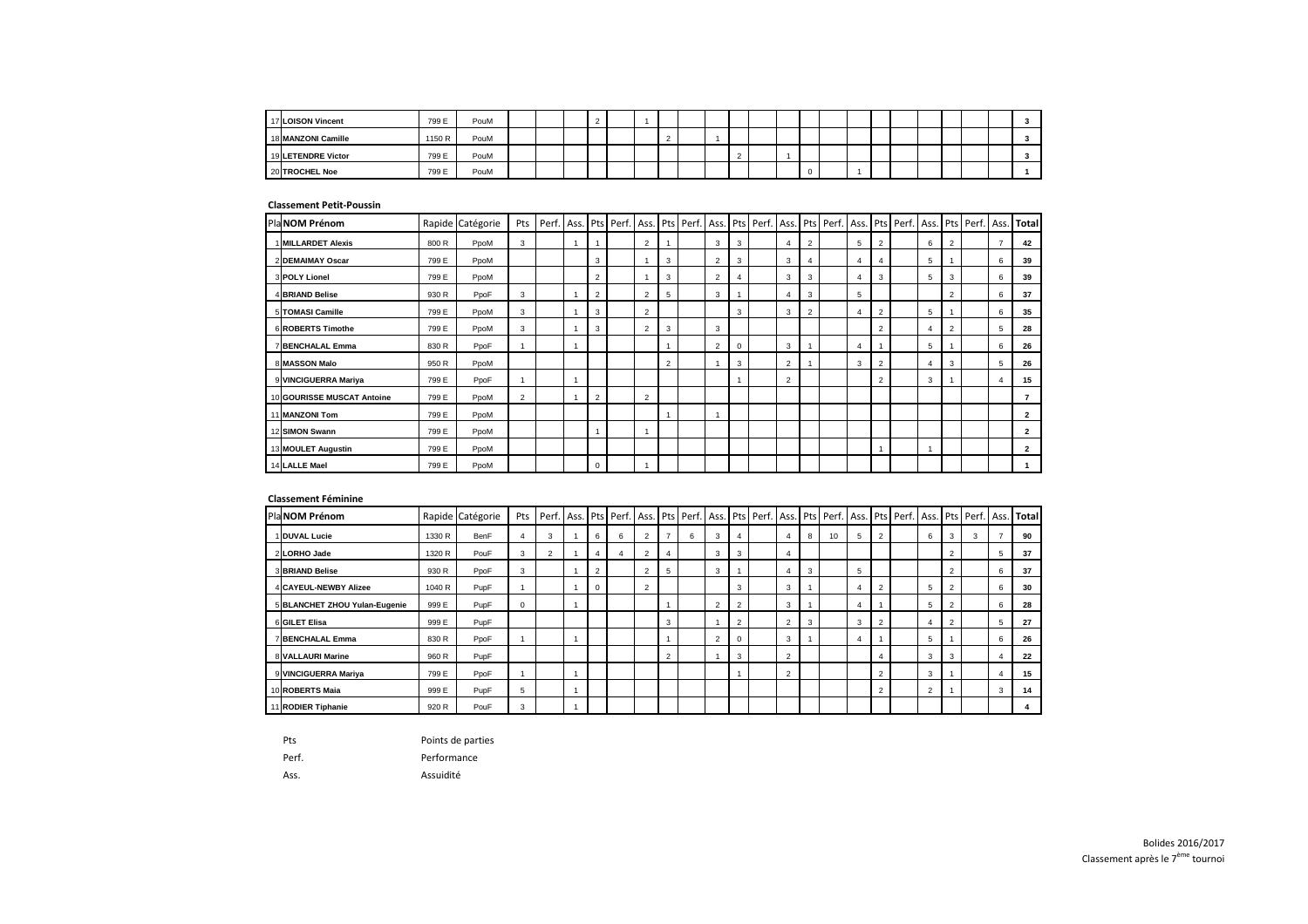| | | | | | | | | | | | | | | | | | | | | | | | | | |
|---|---|---|---|---|---|---|---|---|---|---|---|---|---|---|---|---|---|---|---|---|---|---|---|---|---|
| 17 | **LOISON Vincent** | 799 E | PouM | | | | 2 | | 1 | | | | | | | | | | | | | | | | **3** |
| 18 | **MANZONI Camille** | 1150 R | PouM | | | | | | | 2 | | 1 | | | | | | | | | | | | | **3** |
| 19 | **LETENDRE Victor** | 799 E | PouM | | | | | | | | | | 2 | | 1 | | | | | | | | | | **3** |
| 20 | **TROCHEL Noe** | 799 E | PouM | | | | | | | | | | | | | 0 | | 1 | | | | | | | **1** |

**Classement Petit-Poussin**

| Pla | **NOM Prénom** | Rapide | Catégorie | Pts | Perf. | Ass. | Pts | Perf. | Ass. | Pts | Perf. | Ass. | Pts | Perf. | Ass. | Pts | Perf. | Ass. | Pts | Perf. | Ass. | Pts | Perf. | Ass. | **Total** |
|---|---|---|---|---|---|---|---|---|---|---|---|---|---|---|---|---|---|---|---|---|---|---|---|---|---|
| 1 | **MILLARDET Alexis** | 800 R | PpoM | 3 | | 1 | 1 | | 2 | 1 | | 3 | 3 | | 4 | 2 | | 5 | 2 | | 6 | 2 | | 7 | **42** |
| 2 | **DEMAIMAY Oscar** | 799 E | PpoM | | | | 3 | | 1 | 3 | | 2 | 3 | | 3 | 4 | | 4 | 4 | | 5 | 1 | | 6 | **39** |
| 3 | **POLY Lionel** | 799 E | PpoM | | | | 2 | | 1 | 3 | | 2 | 4 | | 3 | 3 | | 4 | 3 | | 5 | 3 | | 6 | **39** |
| 4 | **BRIAND Belise** | 930 R | PpoF | 3 | | 1 | 2 | | 2 | 5 | | 3 | 1 | | 4 | 3 | | 5 | | | | 2 | | 6 | **37** |
| 5 | **TOMASI Camille** | 799 E | PpoM | 3 | | 1 | 3 | | 2 | | | | 3 | | 3 | 2 | | 4 | 2 | | 5 | 1 | | 6 | **35** |
| 6 | **ROBERTS Timothe** | 799 E | PpoM | 3 | | 1 | 3 | | 2 | 3 | | 3 | | | | | | | 2 | | 4 | 2 | | 5 | **28** |
| 7 | **BENCHALAL Emma** | 830 R | PpoF | 1 | | 1 | | | | 1 | | 2 | 0 | | 3 | 1 | | 4 | 1 | | 5 | 1 | | 6 | **26** |
| 8 | **MASSON Malo** | 950 R | PpoM | | | | | | | 2 | | 1 | 3 | | 2 | 1 | | 3 | 2 | | 4 | 3 | | 5 | **26** |
| 9 | **VINCIGUERRA Mariya** | 799 E | PpoF | 1 | | 1 | | | | | | | 1 | | 2 | | | | 2 | | 3 | 1 | | 4 | **15** |
| 10 | **GOURISSE MUSCAT Antoine** | 799 E | PpoM | 2 | | 1 | 2 | | 2 | | | | | | | | | | | | | | | | **7** |
| 11 | **MANZONI Tom** | 799 E | PpoM | | | | | | | 1 | | 1 | | | | | | | | | | | | | **2** |
| 12 | **SIMON Swann** | 799 E | PpoM | | | | 1 | | 1 | | | | | | | | | | | | | | | | **2** |
| 13 | **MOULET Augustin** | 799 E | PpoM | | | | | | | | | | | | | | | | 1 | | 1 | | | | **2** |
| 14 | **LALLE Mael** | 799 E | PpoM | | | | 0 | | 1 | | | | | | | | | | | | | | | | **1** |

**Classement Féminine**

| Pla | **NOM Prénom** | Rapide | Catégorie | Pts | Perf. | Ass. | Pts | Perf. | Ass. | Pts | Perf. | Ass. | Pts | Perf. | Ass. | Pts | Perf. | Ass. | Pts | Perf. | Ass. | Pts | Perf. | Ass. | **Total** |
|---|---|---|---|---|---|---|---|---|---|---|---|---|---|---|---|---|---|---|---|---|---|---|---|---|---|
| 1 | **DUVAL Lucie** | 1330 R | BenF | 4 | 3 | 1 | 6 | 6 | 2 | 7 | 6 | 3 | 4 | | 4 | 8 | 10 | 5 | 2 | | 6 | 3 | 3 | 7 | **90** |
| 2 | **LORHO Jade** | 1320 R | PouF | 3 | 2 | 1 | 4 | 4 | 2 | 4 | | 3 | 3 | | 4 | | | | | | | 2 | | 5 | **37** |
| 3 | **BRIAND Belise** | 930 R | PpoF | 3 | | 1 | 2 | | 2 | 5 | | 3 | 1 | | 4 | 3 | | 5 | | | | 2 | | 6 | **37** |
| 4 | **CAYEUL-NEWBY Alizee** | 1040 R | PupF | 1 | | 1 | 0 | | 2 | | | | 3 | | 3 | 1 | | 4 | 2 | | 5 | 2 | | 6 | **30** |
| 5 | **BLANCHET ZHOU Yulan-Eugenie** | 999 E | PupF | 0 | | 1 | | | | 1 | | 2 | 2 | | 3 | 1 | | 4 | 1 | | 5 | 2 | | 6 | **28** |
| 6 | **GILET Elisa** | 999 E | PupF | | | | | | | 3 | | 1 | 2 | | 2 | 3 | | 3 | 2 | | 4 | 2 | | 5 | **27** |
| 7 | **BENCHALAL Emma** | 830 R | PpoF | 1 | | 1 | | | | 1 | | 2 | 0 | | 3 | 1 | | 4 | 1 | | 5 | 1 | | 6 | **26** |
| 8 | **VALLAURI Marine** | 960 R | PupF | | | | | | | 2 | | 1 | 3 | | 2 | | | | 4 | | 3 | 3 | | 4 | **22** |
| 9 | **VINCIGUERRA Mariya** | 799 E | PpoF | 1 | | 1 | | | | | | | 1 | | 2 | | | | 2 | | 3 | 1 | | 4 | **15** |
| 10 | **ROBERTS Maia** | 999 E | PupF | 5 | | 1 | | | | | | | | | | | | | 2 | | 2 | 1 | | 3 | **14** |
| 11 | **RODIER Tiphanie** | 920 R | PouF | 3 | | 1 | | | | | | | | | | | | | | | | | | | **4** |

Pts — Points de parties

Perf. — Performance

Ass. — Assuidité